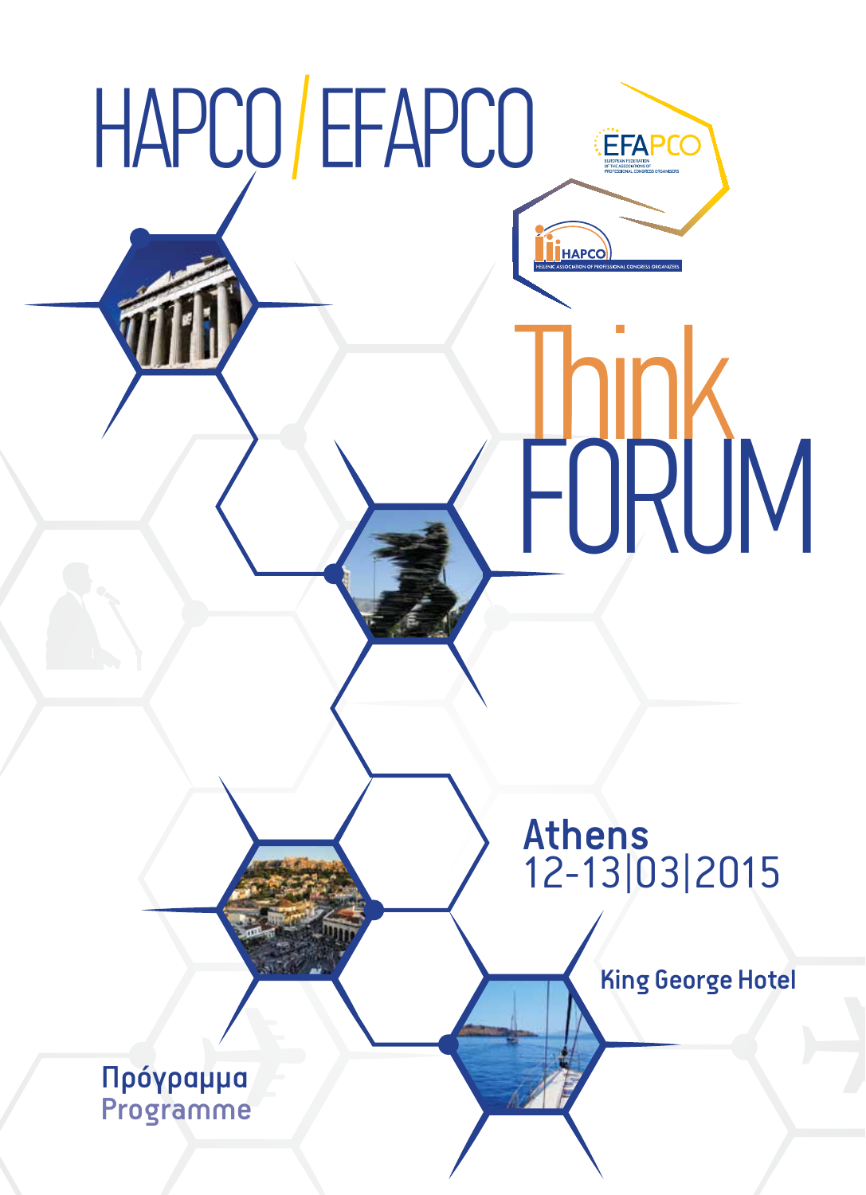# HAPCO / EFAPCO

EFAPCO
EUROPEAN FEDERATION OF THE ASSOCIATIONS OF PROFESSIONAL CONGRESS ORGANISERS

HAPCO
HELLENIC ASSOCIATION OF PROFESSIONAL CONGRESS ORGANIZERS

# Think FORUM

**Athens**
12-13|03|2015

**King George Hotel**

**Πρόγραμμα**
Programme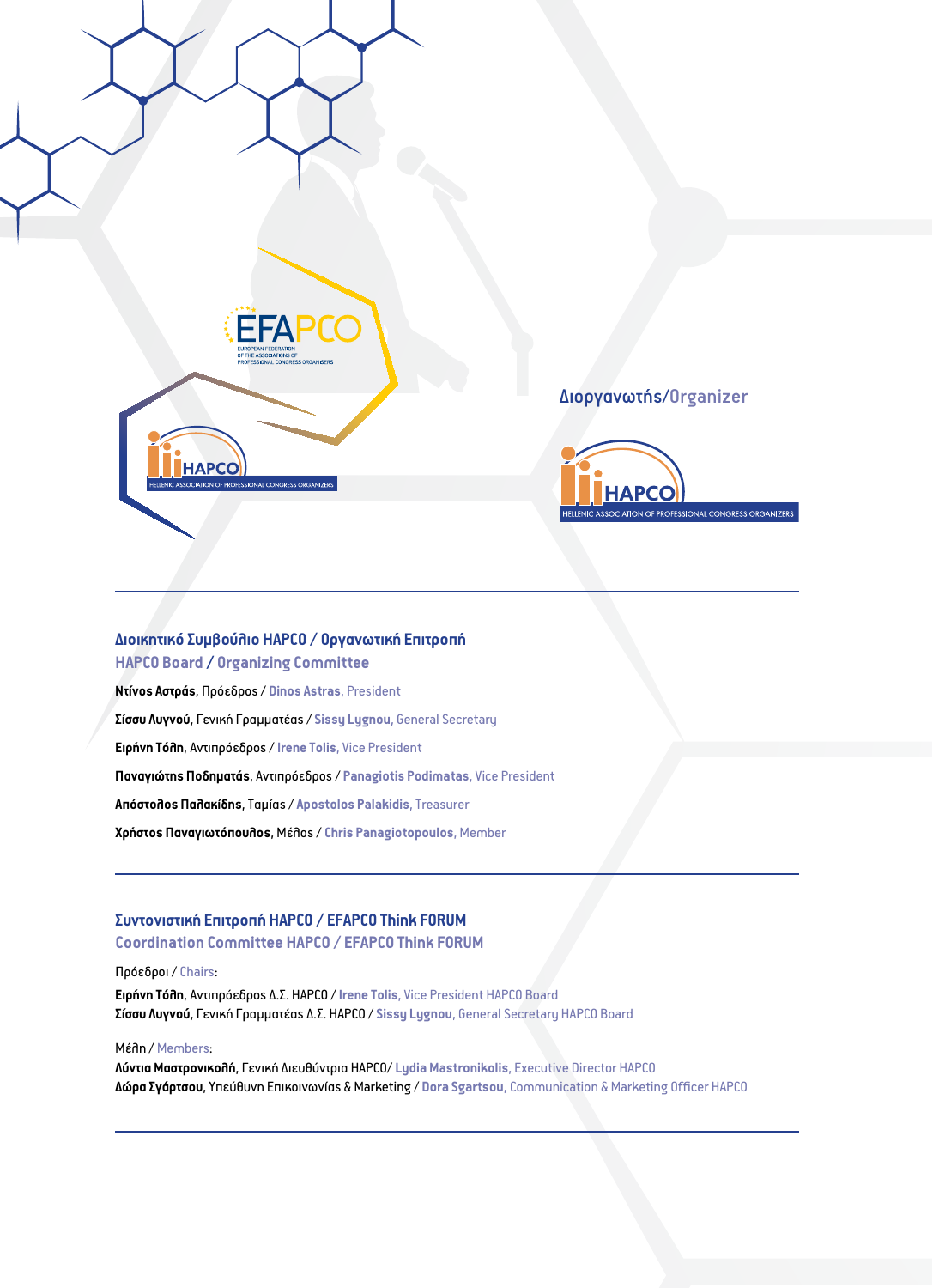Διοργανωτής/Organizer

---

## Διοικητικό Συμβούλιο HAPCO / Οργανωτική Επιτροπή
## HAPCO Board / Organizing Committee

**Ντίνος Αστράς**, Πρόεδρος / **Dinos Astras**, President

**Σίσσυ Λυγνού**, Γενική Γραμματέας / **Sissy Lygnou**, General Secretary

**Ειρήνη Τόλη**, Αντιπρόεδρος / **Irene Tolis**, Vice President

**Παναγιώτης Ποδηματάς**, Αντιπρόεδρος / **Panagiotis Podimatas**, Vice President

**Απόστολος Παλακίδης**, Ταμίας / **Apostolos Palakidis**, Treasurer

**Χρήστος Παναγιωτόπουλος**, Μέλος / **Chris Panagiotopoulos**, Member

---

## Συντονιστική Επιτροπή HAPCO / EFAPCO Think FORUM
## Coordination Committee HAPCO / EFAPCO Think FORUM

Πρόεδροι / Chairs:

**Ειρήνη Τόλη**, Αντιπρόεδρος Δ.Σ. HAPCO / **Irene Tolis**, Vice President HAPCO Board
**Σίσσυ Λυγνού**, Γενική Γραμματέας Δ.Σ. HAPCO / **Sissy Lygnou**, General Secretary HAPCO Board

Μέλη / Members:

**Λύντια Μαστρονικολή**, Γενική Διευθύντρια HAPCO/ **Lydia Mastronikolis**, Executive Director HAPCO
**Δώρα Σγάρτσου**, Υπεύθυνη Επικοινωνίας & Marketing / **Dora Sgartsou**, Communication & Marketing Officer HAPCO

---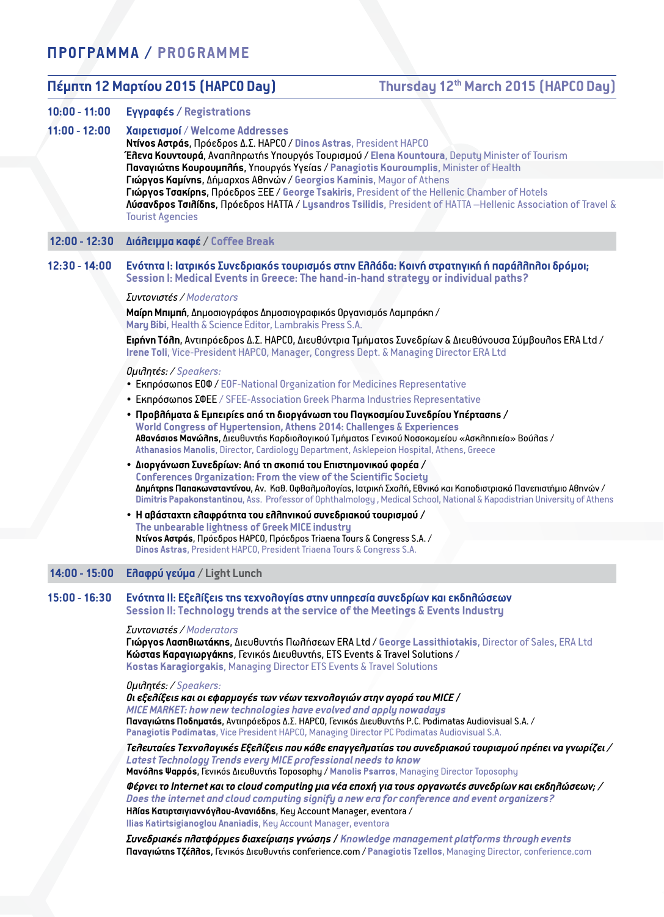## ΠΡΟΓΡΑΜΜΑ / PROGRAMME

### Πέμπτη 12 Μαρτίου 2015 (HAPCO Day) — Thursday 12th March 2015 (HAPCO Day)

**10:00 - 11:00** **Εγγραφές** / Registrations

**11:00 - 12:00** **Χαιρετισμοί** / Welcome Addresses

**Ντίνος Αστράς**, Πρόεδρος Δ.Σ. HAPCO / **Dinos Astras**, President HAPCO
**Έλενα Κουντουρά**, Αναπληρωτής Υπουργός Τουρισμού / **Elena Kountoura**, Deputy Minister of Tourism
**Παναγιώτης Κουρουμπλής**, Υπουργός Υγείας / **Panagiotis Kouroumplis**, Minister of Health
**Γιώργος Καμίνης**, Δήμαρχος Αθηνών / **Georgios Kaminis**, Mayor of Athens
**Γιώργος Τσακίρης**, Πρόεδρος ΞΕΕ / **George Tsakiris**, President of the Hellenic Chamber of Hotels
**Λύσανδρος Τσιλίδης**, Πρόεδρος HATTA / **Lysandros Tsilidis**, President of HATTA –Hellenic Association of Travel & Tourist Agencies

**12:00 - 12:30** **Διάλειμμα καφέ** / Coffee Break

**12:30 - 14:00** **Ενότητα Ι: Ιατρικός Συνεδριακός τουρισμός στην Ελλάδα: Κοινή στρατηγική ή παράλληλοι δρόμοι;**
**Session I: Medical Events in Greece: The hand-in-hand strategy or individual paths?**

*Συντονιστές / Moderators*

**Μαίρη Μπιμπή**, Δημοσιογράφος Δημοσιογραφικός Οργανισμός Λαμπράκη /
**Mary Bibi**, Health & Science Editor, Lambrakis Press S.A.

**Ειρήνη Τόλη**, Αντιπρόεδρος Δ.Σ. HAPCO, Διευθύντρια Τμήματος Συνεδρίων & Διευθύνουσα Σύμβουλος ERA Ltd /
**Irene Toli**, Vice-President HAPCO, Manager, Congress Dept. & Managing Director ERA Ltd

*Ομιλητές: / Speakers:*

- Εκπρόσωπος ΕΟΦ / EOF-National Organization for Medicines Representative
- Εκπρόσωπος ΣΦΕΕ / SFEE-Association Greek Pharma Industries Representative
- **Προβλήματα & Εμπειρίες από τη διοργάνωση του Παγκοσμίου Συνεδρίου Υπέρτασης /**
  **World Congress of Hypertension, Athens 2014: Challenges & Experiences**
  **Αθανάσιος Μανώλης**, Διευθυντής Καρδιολογικού Τμήματος Γενικού Νοσοκομείου «Ασκληπιείο» Βούλας /
  **Athanasios Manolis**, Director, Cardiology Department, Asklepeion Hospital, Athens, Greece
- **Διοργάνωση Συνεδρίων: Από τη σκοπιά του Επιστημονικού φορέα /**
  **Conferences Organization: From the view of the Scientific Society**
  **Δημήτρης Παπακωνσταντίνου**, Αν. Καθ. Οφθαλμολογίας, Ιατρική Σχολή, Εθνικό και Καποδιστριακό Πανεπιστήμιο Αθηνών /
  **Dimitris Papakonstantinou**, Ass. Professor of Ophthalmology , Medical School, National & Kapodistrian University of Athens
- **Η αβάσταχτη ελαφρότητα του ελληνικού συνεδριακού τουρισμού /**
  **The unbearable lightness of Greek MICE industry**
  **Ντίνος Αστράς**, Πρόεδρος HAPCO, Πρόεδρος Triaena Tours & Congress S.A. /
  **Dinos Astras**, President HAPCO, President Triaena Tours & Congress S.A.

**14:00 - 15:00** **Ελαφρύ γεύμα** / Light Lunch

**15:00 - 16:30** **Ενότητα ΙΙ: Εξελίξεις της τεχνολογίας στην υπηρεσία συνεδρίων και εκδηλώσεων**
**Session II: Technology trends at the service of the Meetings & Events Industry**

*Συντονιστές / Moderators*

**Γιώργος Λασηθιωτάκης**, Διευθυντής Πωλήσεων ERA Ltd / **George Lassithiotakis**, Director of Sales, ERA Ltd
**Κώστας Καραγιωργάκης**, Γενικός Διευθυντής, ETS Events & Travel Solutions /
**Kostas Karagiorgakis**, Managing Director ETS Events & Travel Solutions

*Ομιλητές: / Speakers:*

***Οι εξελίξεις και οι εφαρμογές των νέων τεχνολογιών στην αγορά του MICE /***
***MICE MARKET: how new technologies have evolved and apply nowadays***
**Παναγιώτης Ποδηματάς**, Αντιπρόεδρος Δ.Σ. HAPCO, Γενικός Διευθυντής P.C. Podimatas Audiovisual S.A. /
**Panagiotis Podimatas**, Vice President HAPCO, Managing Director PC Podimatas Audiovisual S.A.

***Τελευταίες Τεχνολογικές Εξελίξεις που κάθε επαγγελματίας του συνεδριακού τουρισμού πρέπει να γνωρίζει /***
***Latest Technology Trends every MICE professional needs to know***
**Μανόλης Ψαρρός**, Γενικός Διευθυντής Toposophy / **Manolis Psarros**, Managing Director Toposophy

***Φέρνει το Internet και το cloud computing μια νέα εποχή για τους οργανωτές συνεδρίων και εκδηλώσεων; /***
***Does the internet and cloud computing signify a new era for conference and event organizers?***
**Ηλίας Κατιρτσιγιαννόγλου-Ανανιάδης**, Key Account Manager, eventora /
**Ilias Katirtsigianoglou Ananiadis**, Key Account Manager, eventora

***Συνεδριακές πλατφόρμες διαχείρισης γνώσης / Knowledge management platforms through events***
**Παναγιώτης Τζέλλος**, Γενικός Διευθυντής conference.com / **Panagiotis Tzellos**, Managing Director, conference.com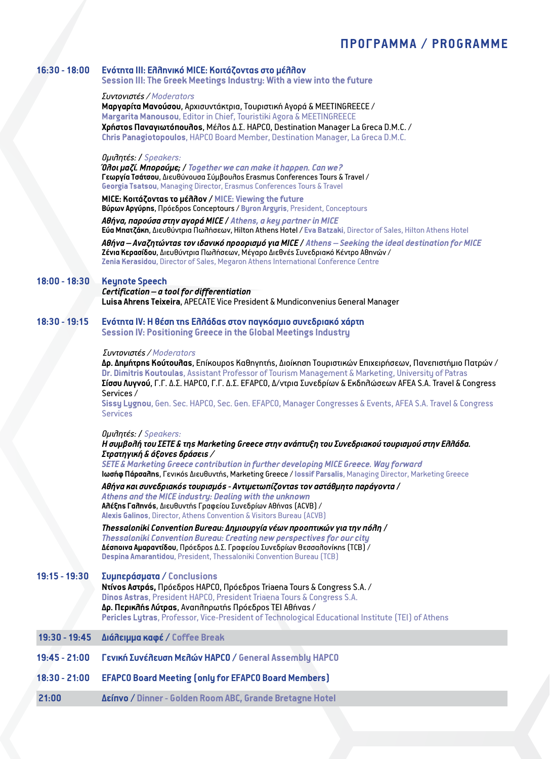## ΠΡΟΓΡΑΜΜΑ / PROGRAMME

**16:30 - 18:00** **Ενότητα III: Ελληνικό MICE: Κοιτάζοντας στο μέλλον**
**Session III: The Greek Meetings Industry: With a view into the future**

*Συντονιστές / Moderators*
**Μαργαρίτα Μανούσου**, Αρχισυντάκτρια, Τουριστική Αγορά & MEETINGREECE /
**Margarita Manousou**, Editor in Chief, Touristiki Agora & MEETINGREECE
**Χρήστος Παναγιωτόπουλος**, Μέλος Δ.Σ. HAPCO, Destination Manager La Greca D.M.C. /
**Chris Panagiotopoulos**, HAPCO Board Member, Destination Manager, La Greca D.M.C.

*Ομιλητές: / Speakers:*
***Όλοι μαζί. Μπορούμε;*** / ***Together we can make it happen. Can we?***
**Γεωργία Τσάτσου**, Διευθύνουσα Σύμβουλος Erasmus Conferences Tours & Travel /
**Georgia Tsatsou**, Managing Director, Erasmus Conferences Tours & Travel

**MICE: Κοιτάζοντας το μέλλον** / **MICE: Viewing the future**
**Βύρων Αργύρης**, Πρόεδρος Conceptours / **Byron Argyris**, President, Conceptours

***Αθήνα, παρούσα στην αγορά MICE*** / ***Athens, a key partner in MICE***
**Εύα Μπατζάκη**, Διευθύντρια Πωλήσεων, Hilton Athens Hotel / **Eva Batzaki**, Director of Sales, Hilton Athens Hotel

***Αθήνα – Αναζητώντας τον ιδανικό προορισμό για MICE*** / ***Athens – Seeking the ideal destination for MICE***
**Ζένια Κερασίδου**, Διευθύντρια Πωλήσεων, Μέγαρο Διεθνές Συνεδριακό Κέντρο Αθηνών /
**Zenia Kerasidou**, Director of Sales, Megaron Athens International Conference Centre

**18:00 - 18:30** **Keynote Speech**
***Certification – a tool for differentiation***
**Luisa Ahrens Teixeira**, APECATE Vice President & Mundiconvenius General Manager

**18:30 - 19:15** **Ενότητα IV: Η θέση της Ελλάδας στον παγκόσμιο συνεδριακό χάρτη**
**Session IV: Positioning Greece in the Global Meetings Industry**

*Συντονιστές / Moderators*
**Δρ. Δημήτρης Κούτουλας**, Επίκουρος Καθηγητής, Διοίκηση Τουριστικών Επιχειρήσεων, Πανεπιστήμιο Πατρών /
**Dr. Dimitris Koutoulas**, Assistant Professor of Tourism Management & Marketing, University of Patras
**Σίσσυ Λυγνού**, Γ.Γ. Δ.Σ. HAPCO, Γ.Γ. Δ.Σ. EFAPCO, Δ/ντρια Συνεδρίων & Εκδηλώσεων AFEA S.A. Travel & Congress Services /
**Sissy Lygnou**, Gen. Sec. HAPCO, Sec. Gen. EFAPCO, Manager Congresses & Events, AFEA S.A. Travel & Congress Services

*Ομιλητές: / Speakers:*
***Η συμβολή του ΣΕΤΕ & της Marketing Greece στην ανάπτυξη του Συνεδριακού τουρισμού στην Ελλάδα. Στρατηγική & άξονες δράσεις /***
***SETE & Marketing Greece contribution in further developing MICE Greece. Way forward***
**Ιωσήφ Πάρσαλης**, Γενικός Διευθυντής, Marketing Greece / **Iossif Parsalis**, Managing Director, Marketing Greece

***Αθήνα και συνεδριακός τουρισμός - Αντιμετωπίζοντας τον αστάθμητο παράγοντα /***
***Athens and the MICE industry: Dealing with the unknown***
**Αλέξης Γαληνός**, Διευθυντής Γραφείου Συνεδρίων Αθήνας (ACVB) /
**Alexis Galinos**, Director, Athens Convention & Visitors Bureau (ACVB)

***Thessaloniki Convention Bureau: Δημιουργία νέων προοπτικών για την πόλη /***
***Thessaloniki Convention Bureau: Creating new perspectives for our city***
**Δέσποινα Αμαραντίδου**, Πρόεδρος Δ.Σ. Γραφείου Συνεδρίων Θεσσαλονίκης (TCB) /
**Despina Amarantidou**, President, Thessaloniki Convention Bureau (TCB)

**19:15 - 19:30** **Συμπεράσματα / Conclusions**
**Ντίνος Αστράς,** Πρόεδρος HAPCO, Πρόεδρος Triaena Tours & Congress S.A. /
**Dinos Astras**, President HAPCO, President Triaena Tours & Congress S.A.
**Δρ. Περικλής Λύτρας**, Αναπληρωτής Πρόεδρος ΤΕΙ Αθήνας /
**Pericles Lytras**, Professor, Vice-President of Technological Educational Institute (TEI) of Athens

**19:30 - 19:45** **Διάλειμμα καφέ / Coffee Break**

**19:45 - 21:00** **Γενική Συνέλευση Μελών HAPCO / General Assembly HAPCO**

**18:30 - 21:00** **EFAPCO Board Meeting (only for EFAPCO Board Members)**

**21:00** **Δείπνο / Dinner - Golden Room ABC, Grande Bretagne Hotel**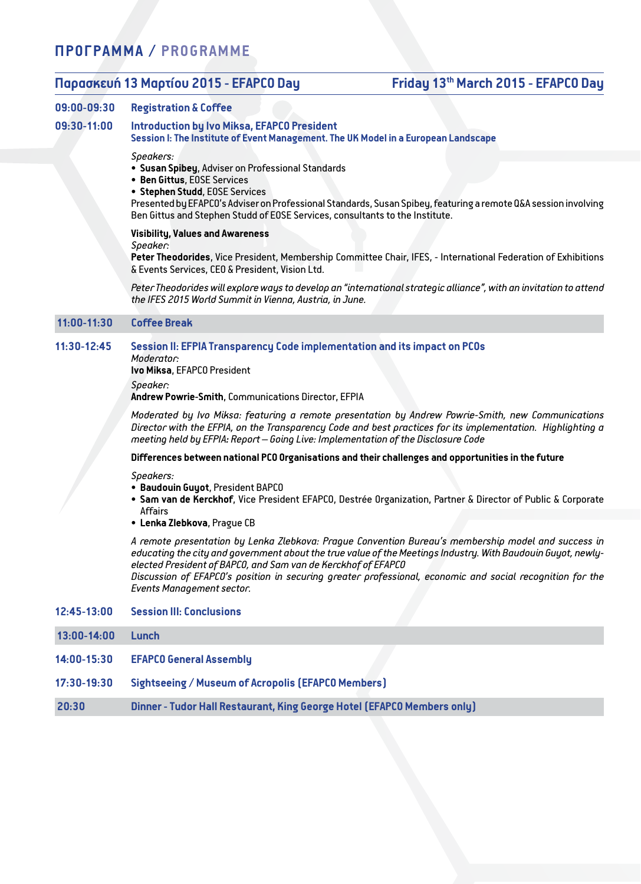# ΠΡΟΓΡΑΜΜΑ / PROGRAMME

## Παρασκευή 13 Μαρτίου 2015 - EFAPCO Day — Friday 13th March 2015 - EFAPCO Day

**09:00-09:30** **Registration & Coffee**

**09:30-11:00** **Introduction by Ivo Miksa, EFAPCO President**

**Session I: The Institute of Event Management. The UK Model in a European Landscape**

*Speakers:*

- **Susan Spibey**, Adviser on Professional Standards
- **Ben Gittus**, EOSE Services
- **Stephen Studd**, EOSE Services

Presented by EFAPCO's Adviser on Professional Standards, Susan Spibey, featuring a remote Q&A session involving Ben Gittus and Stephen Studd of EOSE Services, consultants to the Institute.

**Visibility, Values and Awareness**

*Speaker:*

**Peter Theodorides**, Vice President, Membership Committee Chair, IFES, - International Federation of Exhibitions & Events Services, CEO & President, Vision Ltd.

*Peter Theodorides will explore ways to develop an "international strategic alliance", with an invitation to attend the IFES 2015 World Summit in Vienna, Austria, in June.*

**11:00-11:30** **Coffee Break**

**11:30-12:45** **Session II: EFPIA Transparency Code implementation and its impact on PCOs**

*Moderator:*

**Ivo Miksa**, EFAPCO President

*Speaker:*

**Andrew Powrie-Smith**, Communications Director, EFPIA

*Moderated by Ivo Miksa: featuring a remote presentation by Andrew Powrie-Smith, new Communications Director with the EFPIA, on the Transparency Code and best practices for its implementation. Highlighting a meeting held by EFPIA: Report – Going Live: Implementation of the Disclosure Code*

**Differences between national PCO Organisations and their challenges and opportunities in the future**

*Speakers:*

- **Baudouin Guyot**, President BAPCO
- **Sam van de Kerckhof**, Vice President EFAPCO, Destrée Organization, Partner & Director of Public & Corporate Affairs
- **Lenka Zlebkova**, Prague CB

*A remote presentation by Lenka Zlebkova: Prague Convention Bureau's membership model and success in educating the city and government about the true value of the Meetings Industry. With Baudouin Guyot, newly-elected President of BAPCO, and Sam van de Kerckhof of EFAPCO*
*Discussion of EFAPCO's position in securing greater professional, economic and social recognition for the Events Management sector.*

**12:45-13:00** **Session III: Conclusions**

**13:00-14:00** **Lunch**

**14:00-15:30** **EFAPCO General Assembly**

**17:30-19:30** **Sightseeing / Museum of Acropolis (EFAPCO Members)**

**20:30** **Dinner - Tudor Hall Restaurant, King George Hotel (EFAPCO Members only)**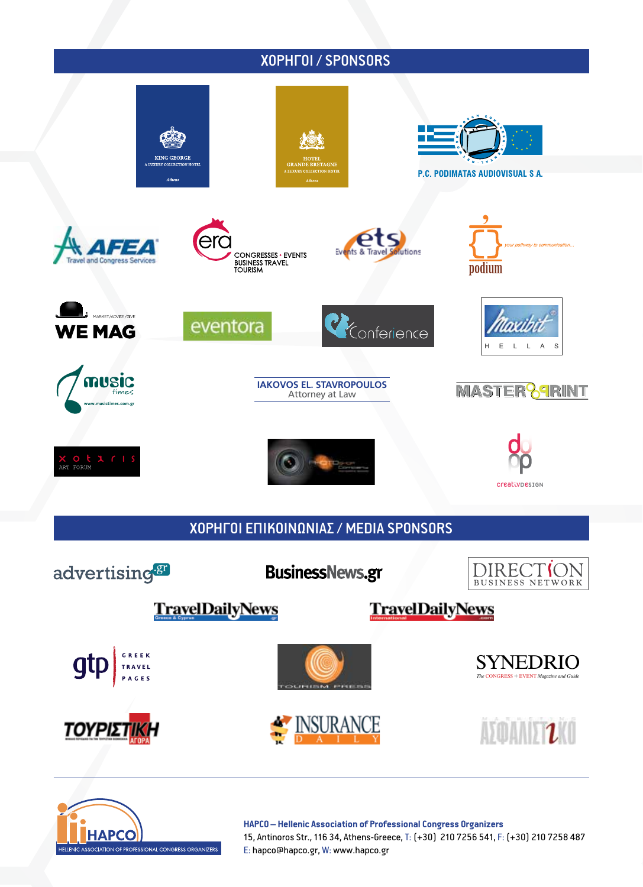## ΧΟΡΗΓΟΙ / SPONSORS

KING GEORGE
A LUXURY COLLECTION HOTEL
Athens

HOTEL GRANDE BRETAGNE
A LUXURY COLLECTION HOTEL
Athens

P.C. PODIMATAS AUDIOVISUAL S.A.

AFEA
Travel and Congress Services

era
CONGRESSES • EVENTS
BUSINESS TRAVEL
TOURISM

ets
Events & Travel Solutions

podium
your pathway to communication...

MARKET/ADVISE/GIVE
WE MAG

eventora

Conference

Maxibit
HELLAS

music times
www.musictimes.com.gr

IAKOVOS EL. STAVROPOULOS
Attorney at Law

MASTER PRINT

xotaris
ART FORUM

creativDESIGN

## ΧΟΡΗΓΟΙ ΕΠΙΚΟΙΝΩΝΙΑΣ / MEDIA SPONSORS

advertising.gr

BusinessNews.gr

DIRECTION
BUSINESS NETWORK

TravelDailyNews
Greece & Cyprus

TravelDailyNews
International

gtp
GREEK TRAVEL PAGES

TOURISM PRESS

SYNEDRIO
The CONGRESS + EVENT Magazine and Guide

ΤΟΥΡΙΣΤΙΚΗ ΑΓΟΡΑ

INSURANCE DAILY

ΑΣΦΑΛΙΣΤΙΚΟ

---

HAPCO
HELLENIC ASSOCIATION OF PROFESSIONAL CONGRESS ORGANIZERS

**HAPCO – Hellenic Association of Professional Congress Organizers**
15, Antinoros Str., 116 34, Athens-Greece, T: (+30) 210 7256 541, F: (+30) 210 7258 487
E: hapco@hapco.gr, W: www.hapco.gr